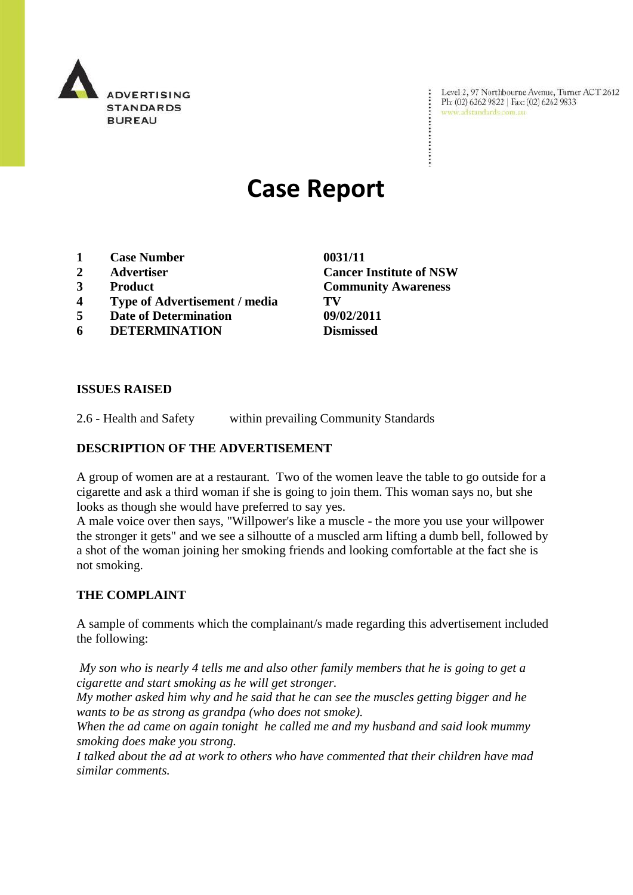ADVERTISING STANDARDS BUREAU

Level 2, 97 Northbourne Avenue, Turner ACT 2612
Ph: (02) 6262 9822 | Fax: (02) 6262 9833
www.adstandards.com.au

# Case Report

| | | |
|---|---|---|
| **1** | **Case Number** | **0031/11** |
| **2** | **Advertiser** | **Cancer Institute of NSW** |
| **3** | **Product** | **Community Awareness** |
| **4** | **Type of Advertisement / media** | **TV** |
| **5** | **Date of Determination** | **09/02/2011** |
| **6** | **DETERMINATION** | **Dismissed** |

**ISSUES RAISED**

2.6 - Health and Safety within prevailing Community Standards

**DESCRIPTION OF THE ADVERTISEMENT**

A group of women are at a restaurant. Two of the women leave the table to go outside for a cigarette and ask a third woman if she is going to join them. This woman says no, but she looks as though she would have preferred to say yes.
A male voice over then says, "Willpower's like a muscle - the more you use your willpower the stronger it gets" and we see a silhoutte of a muscled arm lifting a dumb bell, followed by a shot of the woman joining her smoking friends and looking comfortable at the fact she is not smoking.

**THE COMPLAINT**

A sample of comments which the complainant/s made regarding this advertisement included the following:

*My son who is nearly 4 tells me and also other family members that he is going to get a cigarette and start smoking as he will get stronger.*
*My mother asked him why and he said that he can see the muscles getting bigger and he wants to be as strong as grandpa (who does not smoke).*
*When the ad came on again tonight he called me and my husband and said look mummy smoking does make you strong.*
*I talked about the ad at work to others who have commented that their children have mad similar comments.*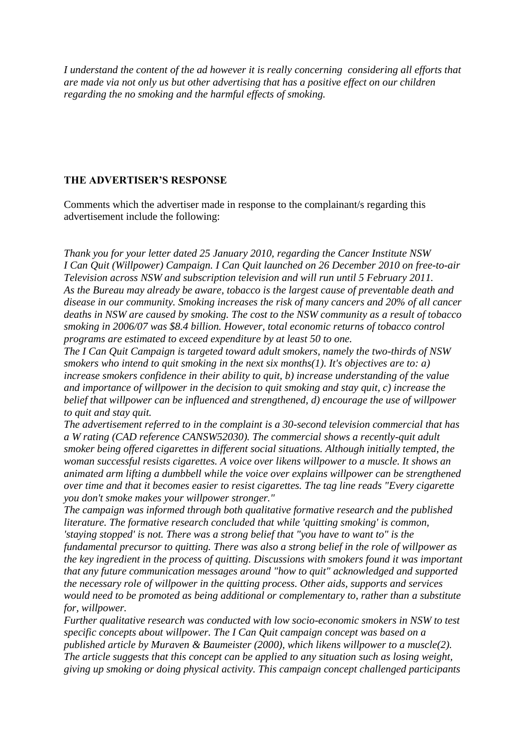*I understand the content of the ad however it is really concerning considering all efforts that are made via not only us but other advertising that has a positive effect on our children regarding the no smoking and the harmful effects of smoking.*

**THE ADVERTISER'S RESPONSE**

Comments which the advertiser made in response to the complainant/s regarding this advertisement include the following:

*Thank you for your letter dated 25 January 2010, regarding the Cancer Institute NSW I Can Quit (Willpower) Campaign. I Can Quit launched on 26 December 2010 on free-to-air Television across NSW and subscription television and will run until 5 February 2011. As the Bureau may already be aware, tobacco is the largest cause of preventable death and disease in our community. Smoking increases the risk of many cancers and 20% of all cancer deaths in NSW are caused by smoking. The cost to the NSW community as a result of tobacco smoking in 2006/07 was $8.4 billion. However, total economic returns of tobacco control programs are estimated to exceed expenditure by at least 50 to one.*
*The I Can Quit Campaign is targeted toward adult smokers, namely the two-thirds of NSW smokers who intend to quit smoking in the next six months(1). It's objectives are to: a) increase smokers confidence in their ability to quit, b) increase understanding of the value and importance of willpower in the decision to quit smoking and stay quit, c) increase the belief that willpower can be influenced and strengthened, d) encourage the use of willpower to quit and stay quit.*
*The advertisement referred to in the complaint is a 30-second television commercial that has a W rating (CAD reference CANSW52030). The commercial shows a recently-quit adult smoker being offered cigarettes in different social situations. Although initially tempted, the woman successful resists cigarettes. A voice over likens willpower to a muscle. It shows an animated arm lifting a dumbbell while the voice over explains willpower can be strengthened over time and that it becomes easier to resist cigarettes. The tag line reads "Every cigarette you don't smoke makes your willpower stronger."*
*The campaign was informed through both qualitative formative research and the published literature. The formative research concluded that while 'quitting smoking' is common, 'staying stopped' is not. There was a strong belief that "you have to want to" is the fundamental precursor to quitting. There was also a strong belief in the role of willpower as the key ingredient in the process of quitting. Discussions with smokers found it was important that any future communication messages around "how to quit" acknowledged and supported the necessary role of willpower in the quitting process. Other aids, supports and services would need to be promoted as being additional or complementary to, rather than a substitute for, willpower.*
*Further qualitative research was conducted with low socio-economic smokers in NSW to test specific concepts about willpower. The I Can Quit campaign concept was based on a published article by Muraven & Baumeister (2000), which likens willpower to a muscle(2). The article suggests that this concept can be applied to any situation such as losing weight, giving up smoking or doing physical activity. This campaign concept challenged participants*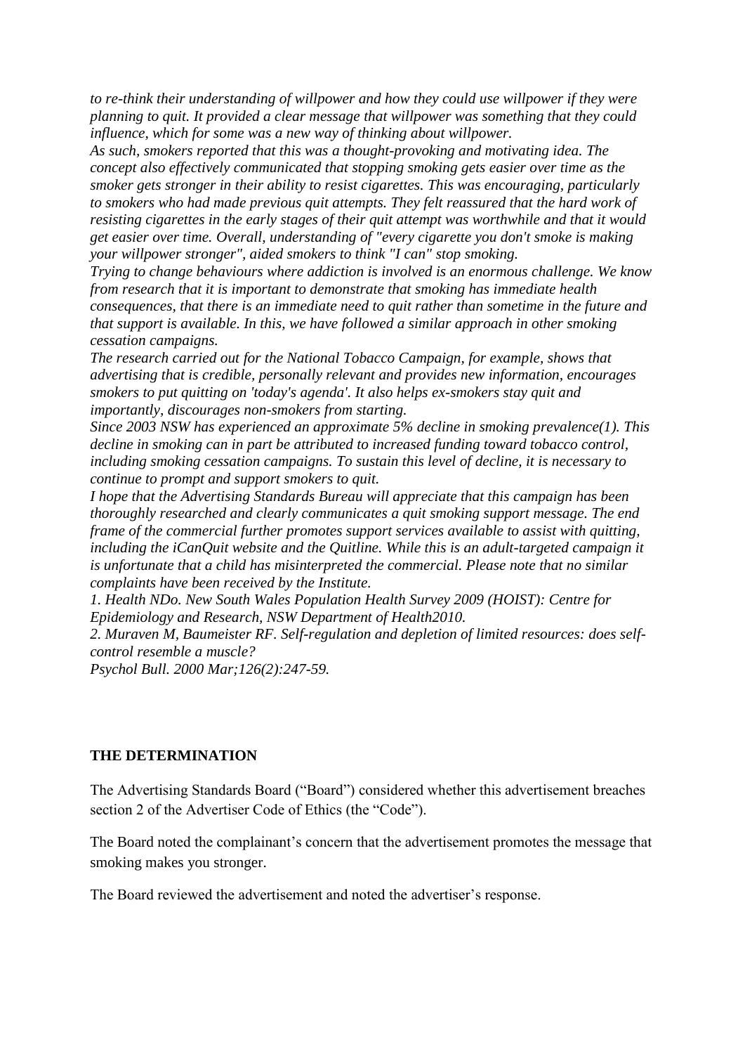*to re-think their understanding of willpower and how they could use willpower if they were planning to quit. It provided a clear message that willpower was something that they could influence, which for some was a new way of thinking about willpower.*

*As such, smokers reported that this was a thought-provoking and motivating idea. The concept also effectively communicated that stopping smoking gets easier over time as the smoker gets stronger in their ability to resist cigarettes. This was encouraging, particularly to smokers who had made previous quit attempts. They felt reassured that the hard work of resisting cigarettes in the early stages of their quit attempt was worthwhile and that it would get easier over time. Overall, understanding of "every cigarette you don't smoke is making your willpower stronger", aided smokers to think "I can" stop smoking.*

*Trying to change behaviours where addiction is involved is an enormous challenge. We know from research that it is important to demonstrate that smoking has immediate health consequences, that there is an immediate need to quit rather than sometime in the future and that support is available. In this, we have followed a similar approach in other smoking cessation campaigns.*

*The research carried out for the National Tobacco Campaign, for example, shows that advertising that is credible, personally relevant and provides new information, encourages smokers to put quitting on 'today's agenda'. It also helps ex-smokers stay quit and importantly, discourages non-smokers from starting.*

*Since 2003 NSW has experienced an approximate 5% decline in smoking prevalence(1). This decline in smoking can in part be attributed to increased funding toward tobacco control, including smoking cessation campaigns. To sustain this level of decline, it is necessary to continue to prompt and support smokers to quit.*

*I hope that the Advertising Standards Bureau will appreciate that this campaign has been thoroughly researched and clearly communicates a quit smoking support message. The end frame of the commercial further promotes support services available to assist with quitting, including the iCanQuit website and the Quitline. While this is an adult-targeted campaign it is unfortunate that a child has misinterpreted the commercial. Please note that no similar complaints have been received by the Institute.*

*1. Health NDo. New South Wales Population Health Survey 2009 (HOIST): Centre for Epidemiology and Research, NSW Department of Health2010.*

*2. Muraven M, Baumeister RF. Self-regulation and depletion of limited resources: does self-control resemble a muscle?*

*Psychol Bull. 2000 Mar;126(2):247-59.*

**THE DETERMINATION**

The Advertising Standards Board ("Board") considered whether this advertisement breaches section 2 of the Advertiser Code of Ethics (the "Code").

The Board noted the complainant's concern that the advertisement promotes the message that smoking makes you stronger.

The Board reviewed the advertisement and noted the advertiser's response.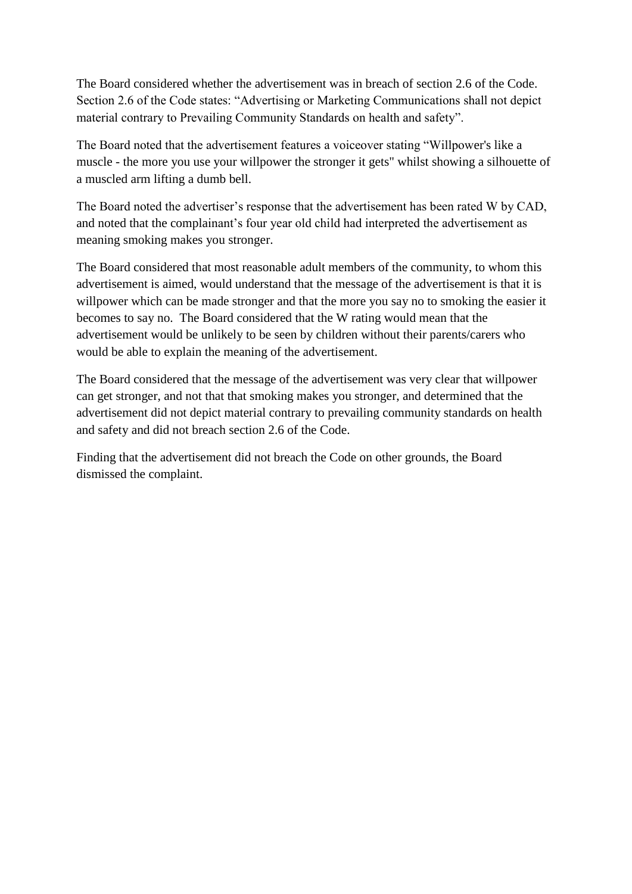The Board considered whether the advertisement was in breach of section 2.6 of the Code. Section 2.6 of the Code states: "Advertising or Marketing Communications shall not depict material contrary to Prevailing Community Standards on health and safety".

The Board noted that the advertisement features a voiceover stating "Willpower's like a muscle - the more you use your willpower the stronger it gets" whilst showing a silhouette of a muscled arm lifting a dumb bell.

The Board noted the advertiser's response that the advertisement has been rated W by CAD, and noted that the complainant's four year old child had interpreted the advertisement as meaning smoking makes you stronger.

The Board considered that most reasonable adult members of the community, to whom this advertisement is aimed, would understand that the message of the advertisement is that it is willpower which can be made stronger and that the more you say no to smoking the easier it becomes to say no. The Board considered that the W rating would mean that the advertisement would be unlikely to be seen by children without their parents/carers who would be able to explain the meaning of the advertisement.

The Board considered that the message of the advertisement was very clear that willpower can get stronger, and not that that smoking makes you stronger, and determined that the advertisement did not depict material contrary to prevailing community standards on health and safety and did not breach section 2.6 of the Code.

Finding that the advertisement did not breach the Code on other grounds, the Board dismissed the complaint.